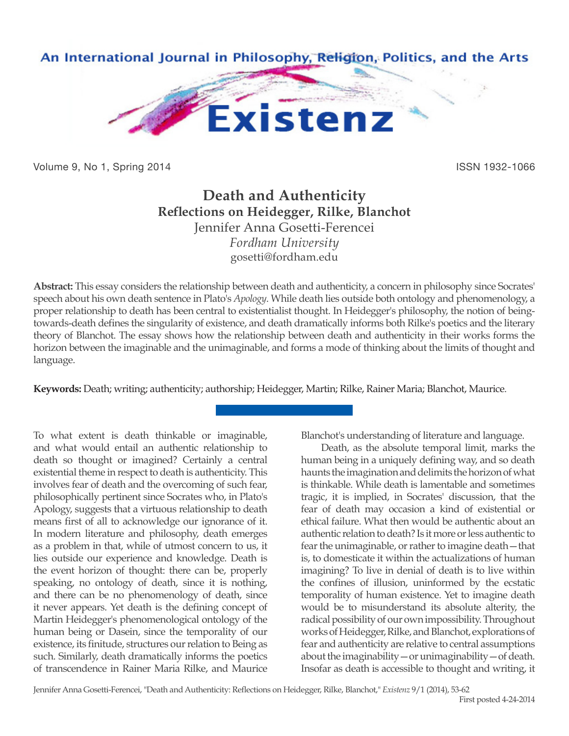# Death and Authenticity

## Reflections on Heidegger, Rilke, Blanchot

Jennifer Anna Gosetti-Ferencei

*Fordham University*

gosetti@fordham.edu

**Abstract:** This essay considers the relationship between death and authenticity, a concern in philosophy since Socrates' speech about his own death sentence in Plato's *Apology*. While death lies outside both ontology and phenomenology, a proper relationship to death has been central to existentialist thought. In Heidegger's philosophy, the notion of being-towards-death defines the singularity of existence, and death dramatically informs both Rilke's poetics and the literary theory of Blanchot. The essay shows how the relationship between death and authenticity in their works forms the horizon between the imaginable and the unimaginable, and forms a mode of thinking about the limits of thought and language.

**Keywords:** Death; writing; authenticity; authorship; Heidegger, Martin; Rilke, Rainer Maria; Blanchot, Maurice.

To what extent is death thinkable or imaginable, and what would entail an authentic relationship to death so thought or imagined? Certainly a central existential theme in respect to death is authenticity. This involves fear of death and the overcoming of such fear, philosophically pertinent since Socrates who, in Plato's Apology, suggests that a virtuous relationship to death means first of all to acknowledge our ignorance of it. In modern literature and philosophy, death emerges as a problem in that, while of utmost concern to us, it lies outside our experience and knowledge. Death is the event horizon of thought: there can be, properly speaking, no ontology of death, since it is nothing, and there can be no phenomenology of death, since it never appears. Yet death is the defining concept of Martin Heidegger's phenomenological ontology of the human being or Dasein, since the temporality of our existence, its finitude, structures our relation to Being as such. Similarly, death dramatically informs the poetics of transcendence in Rainer Maria Rilke, and Maurice Blanchot's understanding of literature and language.

Death, as the absolute temporal limit, marks the human being in a uniquely defining way, and so death haunts the imagination and delimits the horizon of what is thinkable. While death is lamentable and sometimes tragic, it is implied, in Socrates' discussion, that the fear of death may occasion a kind of existential or ethical failure. What then would be authentic about an authentic relation to death? Is it more or less authentic to fear the unimaginable, or rather to imagine death—that is, to domesticate it within the actualizations of human imagining? To live in denial of death is to live within the confines of illusion, uninformed by the ecstatic temporality of human existence. Yet to imagine death would be to misunderstand its absolute alterity, the radical possibility of our own impossibility. Throughout works of Heidegger, Rilke, and Blanchot, explorations of fear and authenticity are relative to central assumptions about the imaginability—or unimaginability—of death. Insofar as death is accessible to thought and writing, it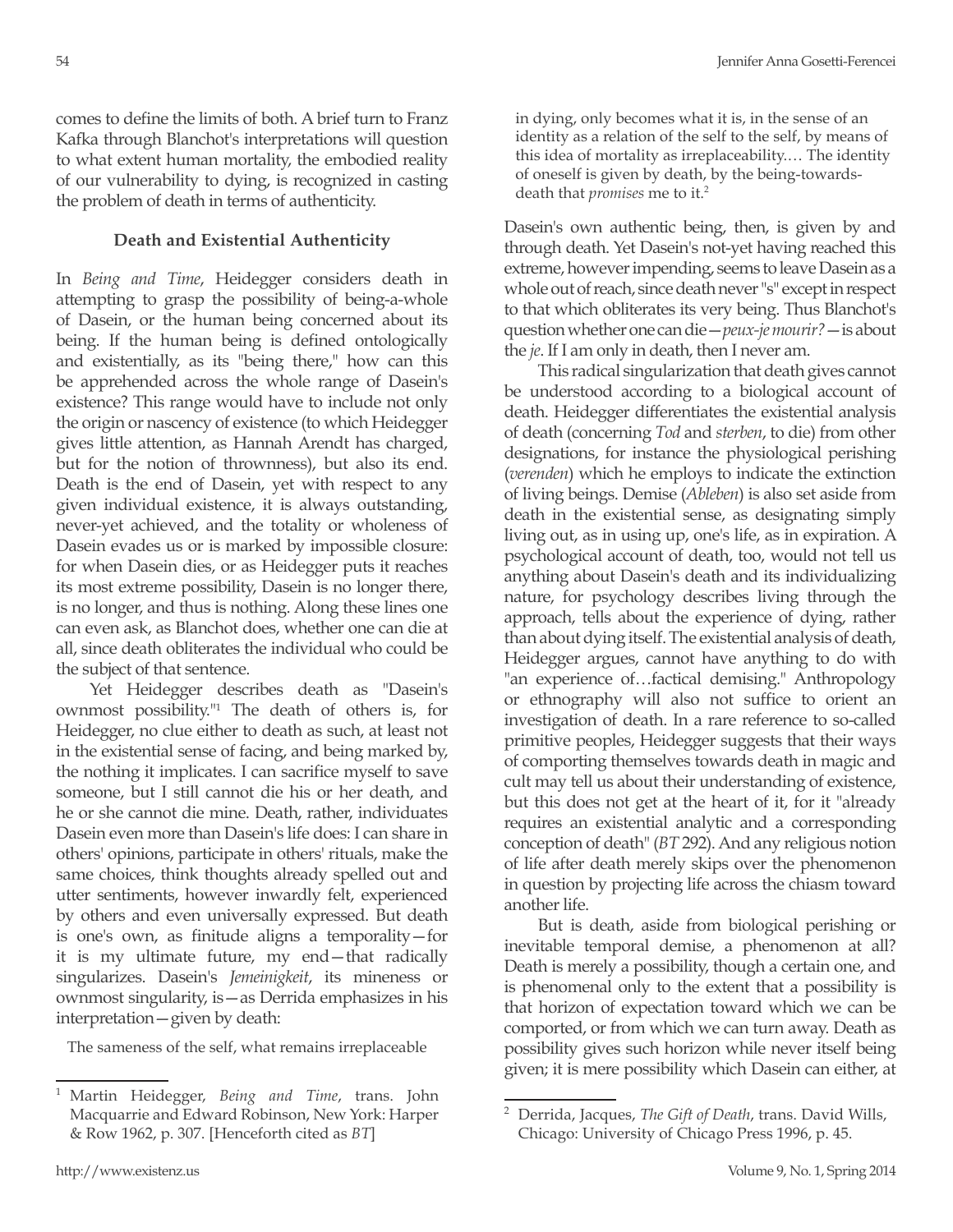comes to define the limits of both. A brief turn to Franz Kafka through Blanchot's interpretations will question to what extent human mortality, the embodied reality of our vulnerability to dying, is recognized in casting the problem of death in terms of authenticity.

## Death and Existential Authenticity

In *Being and Time*, Heidegger considers death in attempting to grasp the possibility of being-a-whole of Dasein, or the human being concerned about its being. If the human being is defined ontologically and existentially, as its "being there," how can this be apprehended across the whole range of Dasein's existence? This range would have to include not only the origin or nascency of existence (to which Heidegger gives little attention, as Hannah Arendt has charged, but for the notion of thrownness), but also its end. Death is the end of Dasein, yet with respect to any given individual existence, it is always outstanding, never-yet achieved, and the totality or wholeness of Dasein evades us or is marked by impossible closure: for when Dasein dies, or as Heidegger puts it reaches its most extreme possibility, Dasein is no longer there, is no longer, and thus is nothing. Along these lines one can even ask, as Blanchot does, whether one can die at all, since death obliterates the individual who could be the subject of that sentence.

Yet Heidegger describes death as "Dasein's ownmost possibility."[1] The death of others is, for Heidegger, no clue either to death as such, at least not in the existential sense of facing, and being marked by, the nothing it implicates. I can sacrifice myself to save someone, but I still cannot die his or her death, and he or she cannot die mine. Death, rather, individuates Dasein even more than Dasein's life does: I can share in others' opinions, participate in others' rituals, make the same choices, think thoughts already spelled out and utter sentiments, however inwardly felt, experienced by others and even universally expressed. But death is one's own, as finitude aligns a temporality—for it is my ultimate future, my end—that radically singularizes. Dasein's *Jemeinigkeit*, its mineness or ownmost singularity, is—as Derrida emphasizes in his interpretation—given by death:

> The sameness of the self, what remains irreplaceable in dying, only becomes what it is, in the sense of an identity as a relation of the self to the self, by means of this idea of mortality as irreplaceability.… The identity of oneself is given by death, by the being-towards-death that *promises* me to it.[2]

Dasein's own authentic being, then, is given by and through death. Yet Dasein's not-yet having reached this extreme, however impending, seems to leave Dasein as a whole out of reach, since death never "s" except in respect to that which obliterates its very being. Thus Blanchot's question whether one can die—*peux-je mourir?*—is about the *je*. If I am only in death, then I never am.

This radical singularization that death gives cannot be understood according to a biological account of death. Heidegger differentiates the existential analysis of death (concerning *Tod* and *sterben*, to die) from other designations, for instance the physiological perishing (*verenden*) which he employs to indicate the extinction of living beings. Demise (*Ableben*) is also set aside from death in the existential sense, as designating simply living out, as in using up, one's life, as in expiration. A psychological account of death, too, would not tell us anything about Dasein's death and its individualizing nature, for psychology describes living through the approach, tells about the experience of dying, rather than about dying itself. The existential analysis of death, Heidegger argues, cannot have anything to do with "an experience of…factical demising." Anthropology or ethnography will also not suffice to orient an investigation of death. In a rare reference to so-called primitive peoples, Heidegger suggests that their ways of comporting themselves towards death in magic and cult may tell us about their understanding of existence, but this does not get at the heart of it, for it "already requires an existential analytic and a corresponding conception of death" (*BT* 292). And any religious notion of life after death merely skips over the phenomenon in question by projecting life across the chiasm toward another life.

But is death, aside from biological perishing or inevitable temporal demise, a phenomenon at all? Death is merely a possibility, though a certain one, and is phenomenal only to the extent that a possibility is that horizon of expectation toward which we can be comported, or from which we can turn away. Death as possibility gives such horizon while never itself being given; it is mere possibility which Dasein can either, at

---

[1] Martin Heidegger, *Being and Time*, trans. John Macquarrie and Edward Robinson, New York: Harper & Row 1962, p. 307. [Henceforth cited as *BT*]

[2] Derrida, Jacques, *The Gift of Death*, trans. David Wills, Chicago: University of Chicago Press 1996, p. 45.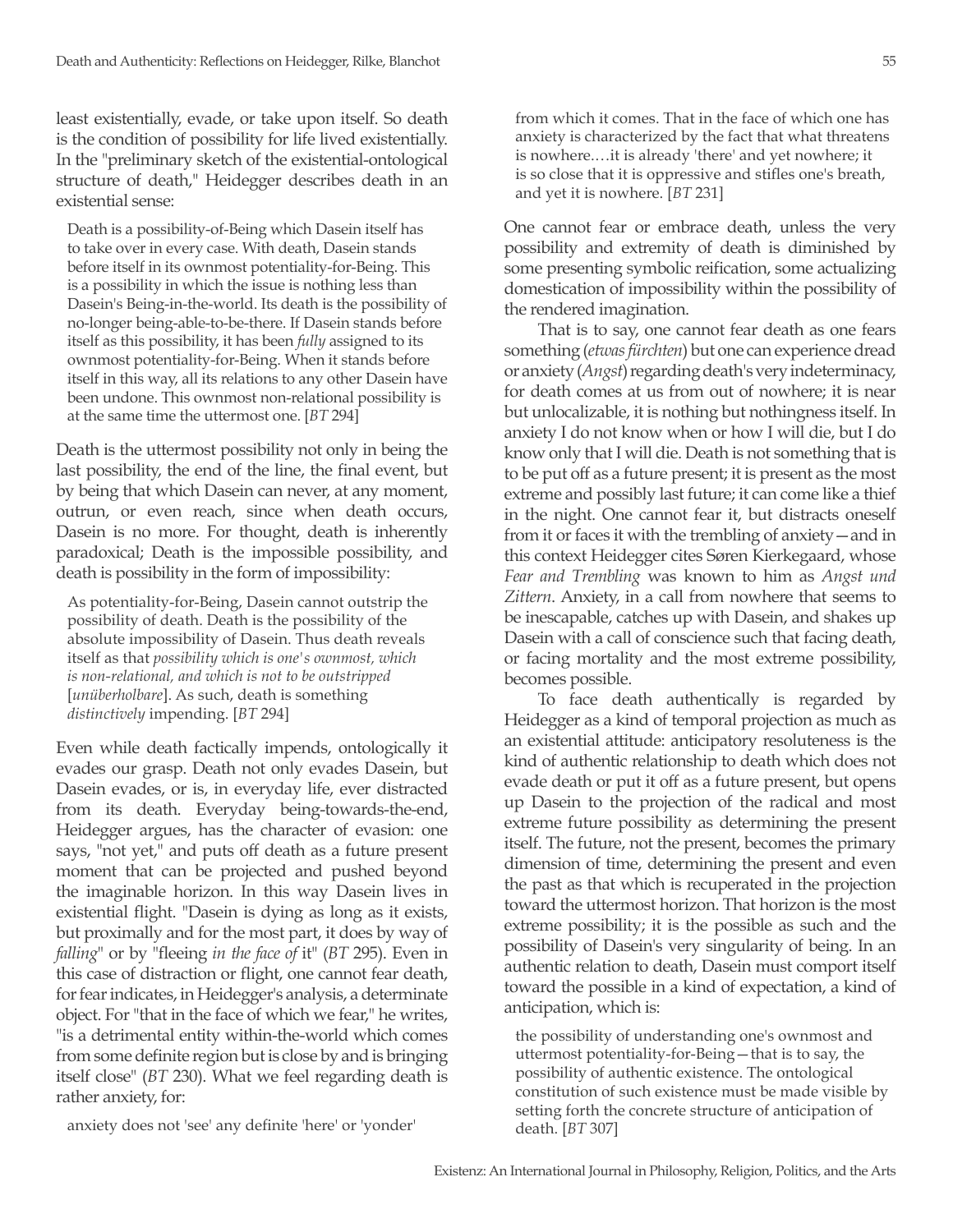least existentially, evade, or take upon itself. So death is the condition of possibility for life lived existentially. In the "preliminary sketch of the existential-ontological structure of death," Heidegger describes death in an existential sense:

> Death is a possibility-of-Being which Dasein itself has to take over in every case. With death, Dasein stands before itself in its ownmost potentiality-for-Being. This is a possibility in which the issue is nothing less than Dasein's Being-in-the-world. Its death is the possibility of no-longer being-able-to-be-there. If Dasein stands before itself as this possibility, it has been *fully* assigned to its ownmost potentiality-for-Being. When it stands before itself in this way, all its relations to any other Dasein have been undone. This ownmost non-relational possibility is at the same time the uttermost one. [*BT* 294]

Death is the uttermost possibility not only in being the last possibility, the end of the line, the final event, but by being that which Dasein can never, at any moment, outrun, or even reach, since when death occurs, Dasein is no more. For thought, death is inherently paradoxical; Death is the impossible possibility, and death is possibility in the form of impossibility:

> As potentiality-for-Being, Dasein cannot outstrip the possibility of death. Death is the possibility of the absolute impossibility of Dasein. Thus death reveals itself as that *possibility which is one's ownmost, which is non-relational, and which is not to be outstripped* [*unüberholbare*]. As such, death is something *distinctively* impending. [*BT* 294]

Even while death factically impends, ontologically it evades our grasp. Death not only evades Dasein, but Dasein evades, or is, in everyday life, ever distracted from its death. Everyday being-towards-the-end, Heidegger argues, has the character of evasion: one says, "not yet," and puts off death as a future present moment that can be projected and pushed beyond the imaginable horizon. In this way Dasein lives in existential flight. "Dasein is dying as long as it exists, but proximally and for the most part, it does by way of *falling*" or by "fleeing *in the face of* it" (*BT* 295). Even in this case of distraction or flight, one cannot fear death, for fear indicates, in Heidegger's analysis, a determinate object. For "that in the face of which we fear," he writes, "is a detrimental entity within-the-world which comes from some definite region but is close by and is bringing itself close" (*BT* 230). What we feel regarding death is rather anxiety, for:

> anxiety does not 'see' any definite 'here' or 'yonder' from which it comes. That in the face of which one has anxiety is characterized by the fact that what threatens is nowhere.…it is already 'there' and yet nowhere; it is so close that it is oppressive and stifles one's breath, and yet it is nowhere. [*BT* 231]

One cannot fear or embrace death, unless the very possibility and extremity of death is diminished by some presenting symbolic reification, some actualizing domestication of impossibility within the possibility of the rendered imagination.

That is to say, one cannot fear death as one fears something (*etwas fürchten*) but one can experience dread or anxiety (*Angst*) regarding death's very indeterminacy, for death comes at us from out of nowhere; it is near but unlocalizable, it is nothing but nothingness itself. In anxiety I do not know when or how I will die, but I do know only that I will die. Death is not something that is to be put off as a future present; it is present as the most extreme and possibly last future; it can come like a thief in the night. One cannot fear it, but distracts oneself from it or faces it with the trembling of anxiety—and in this context Heidegger cites Søren Kierkegaard, whose *Fear and Trembling* was known to him as *Angst und Zittern*. Anxiety, in a call from nowhere that seems to be inescapable, catches up with Dasein, and shakes up Dasein with a call of conscience such that facing death, or facing mortality and the most extreme possibility, becomes possible.

To face death authentically is regarded by Heidegger as a kind of temporal projection as much as an existential attitude: anticipatory resoluteness is the kind of authentic relationship to death which does not evade death or put it off as a future present, but opens up Dasein to the projection of the radical and most extreme future possibility as determining the present itself. The future, not the present, becomes the primary dimension of time, determining the present and even the past as that which is recuperated in the projection toward the uttermost horizon. That horizon is the most extreme possibility; it is the possible as such and the possibility of Dasein's very singularity of being. In an authentic relation to death, Dasein must comport itself toward the possible in a kind of expectation, a kind of anticipation, which is:

> the possibility of understanding one's ownmost and uttermost potentiality-for-Being—that is to say, the possibility of authentic existence. The ontological constitution of such existence must be made visible by setting forth the concrete structure of anticipation of death. [*BT* 307]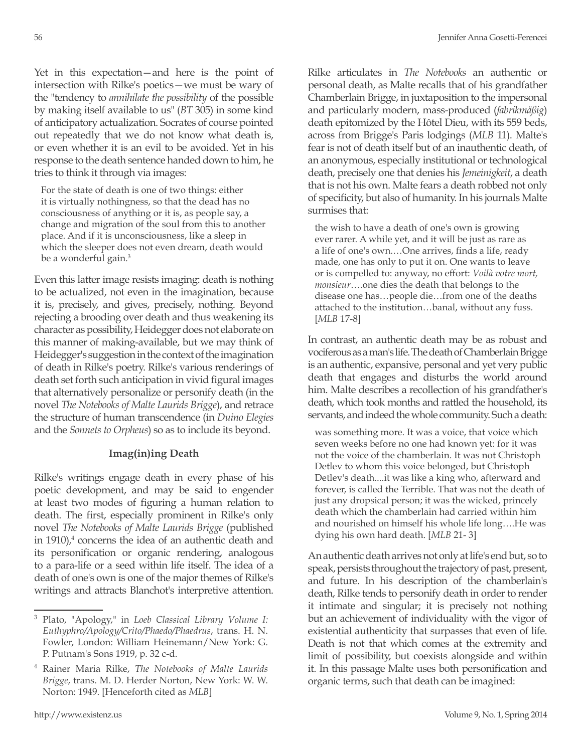Yet in this expectation—and here is the point of intersection with Rilke's poetics—we must be wary of the "tendency to *annihilate the possibility* of the possible by making itself available to us" (*BT* 305) in some kind of anticipatory actualization. Socrates of course pointed out repeatedly that we do not know what death is, or even whether it is an evil to be avoided. Yet in his response to the death sentence handed down to him, he tries to think it through via images:

> For the state of death is one of two things: either it is virtually nothingness, so that the dead has no consciousness of anything or it is, as people say, a change and migration of the soul from this to another place. And if it is unconsciousness, like a sleep in which the sleeper does not even dream, death would be a wonderful gain.[3]

Even this latter image resists imaging: death is nothing to be actualized, not even in the imagination, because it is, precisely, and gives, precisely, nothing. Beyond rejecting a brooding over death and thus weakening its character as possibility, Heidegger does not elaborate on this manner of making-available, but we may think of Heidegger's suggestion in the context of the imagination of death in Rilke's poetry. Rilke's various renderings of death set forth such anticipation in vivid figural images that alternatively personalize or personify death (in the novel *The Notebooks of Malte Laurids Brigge*), and retrace the structure of human transcendence (in *Duino Elegies* and the *Sonnets to Orpheus*) so as to include its beyond.

## Imag(in)ing Death

Rilke's writings engage death in every phase of his poetic development, and may be said to engender at least two modes of figuring a human relation to death. The first, especially prominent in Rilke's only novel *The Notebooks of Malte Laurids Brigge* (published in 1910),[4] concerns the idea of an authentic death and its personification or organic rendering, analogous to a para-life or a seed within life itself. The idea of a death of one's own is one of the major themes of Rilke's writings and attracts Blanchot's interpretive attention.

Rilke articulates in *The Notebooks* an authentic or personal death, as Malte recalls that of his grandfather Chamberlain Brigge, in juxtaposition to the impersonal and particularly modern, mass-produced (*fabrikmäßig*) death epitomized by the Hôtel Dieu, with its 559 beds, across from Brigge's Paris lodgings (*MLB* 11). Malte's fear is not of death itself but of an inauthentic death, of an anonymous, especially institutional or technological death, precisely one that denies his *Jemeinigkeit*, a death that is not his own. Malte fears a death robbed not only of specificity, but also of humanity. In his journals Malte surmises that:

> the wish to have a death of one's own is growing ever rarer. A while yet, and it will be just as rare as a life of one's own.…One arrives, finds a life, ready made, one has only to put it on. One wants to leave or is compelled to: anyway, no effort: *Voilà votre mort, monsieur*….one dies the death that belongs to the disease one has…people die…from one of the deaths attached to the institution…banal, without any fuss. [*MLB* 17-8]

In contrast, an authentic death may be as robust and vociferous as a man's life. The death of Chamberlain Brigge is an authentic, expansive, personal and yet very public death that engages and disturbs the world around him. Malte describes a recollection of his grandfather's death, which took months and rattled the household, its servants, and indeed the whole community. Such a death:

> was something more. It was a voice, that voice which seven weeks before no one had known yet: for it was not the voice of the chamberlain. It was not Christoph Detlev to whom this voice belonged, but Christoph Detlev's death....it was like a king who, afterward and forever, is called the Terrible. That was not the death of just any dropsical person; it was the wicked, princely death which the chamberlain had carried within him and nourished on himself his whole life long….He was dying his own hard death. [*MLB* 21- 3]

An authentic death arrives not only at life's end but, so to speak, persists throughout the trajectory of past, present, and future. In his description of the chamberlain's death, Rilke tends to personify death in order to render it intimate and singular; it is precisely not nothing but an achievement of individuality with the vigor of existential authenticity that surpasses that even of life. Death is not that which comes at the extremity and limit of possibility, but coexists alongside and within it. In this passage Malte uses both personification and organic terms, such that death can be imagined:

---

[3] Plato, "Apology," in *Loeb Classical Library Volume I: Euthyphro/Apology/Crito/Phaedo/Phaedrus*, trans. H. N. Fowler, London: William Heinemann/New York: G. P. Putnam's Sons 1919, p. 32 c-d.

[4] Rainer Maria Rilke, *The Notebooks of Malte Laurids Brigge*, trans. M. D. Herder Norton, New York: W. W. Norton: 1949. [Henceforth cited as *MLB*]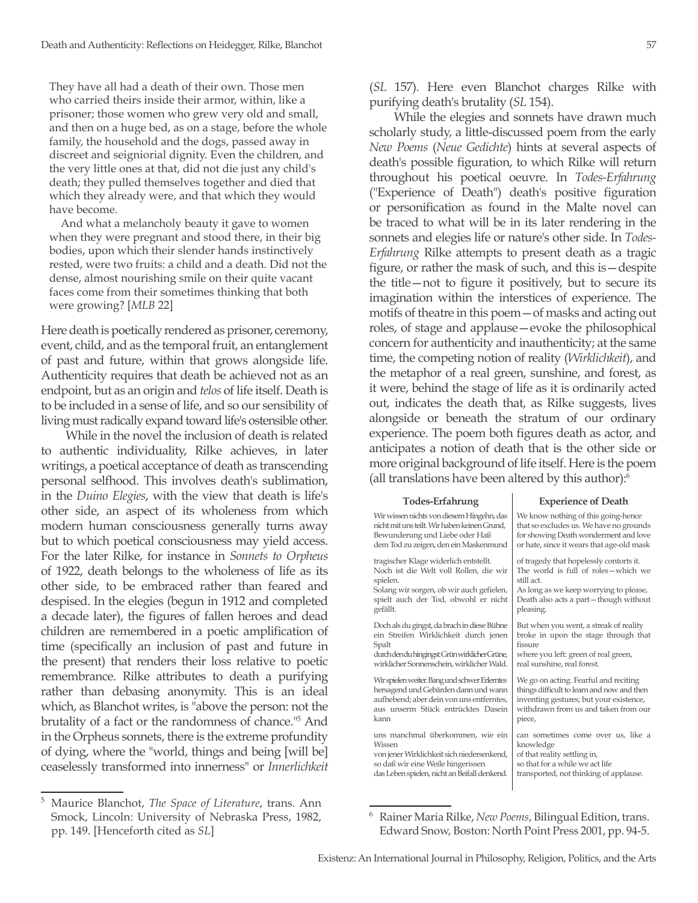> They have all had a death of their own. Those men who carried theirs inside their armor, within, like a prisoner; those women who grew very old and small, and then on a huge bed, as on a stage, before the whole family, the household and the dogs, passed away in discreet and seigniorial dignity. Even the children, and the very little ones at that, did not die just any child's death; they pulled themselves together and died that which they already were, and that which they would have become.
>
> And what a melancholy beauty it gave to women when they were pregnant and stood there, in their big bodies, upon which their slender hands instinctively rested, were two fruits: a child and a death. Did not the dense, almost nourishing smile on their quite vacant faces come from their sometimes thinking that both were growing? [*MLB* 22]

Here death is poetically rendered as prisoner, ceremony, event, child, and as the temporal fruit, an entanglement of past and future, within that grows alongside life. Authenticity requires that death be achieved not as an endpoint, but as an origin and *telos* of life itself. Death is to be included in a sense of life, and so our sensibility of living must radically expand toward life's ostensible other.

While in the novel the inclusion of death is related to authentic individuality, Rilke achieves, in later writings, a poetical acceptance of death as transcending personal selfhood. This involves death's sublimation, in the *Duino Elegies*, with the view that death is life's other side, an aspect of its wholeness from which modern human consciousness generally turns away but to which poetical consciousness may yield access. For the later Rilke, for instance in *Sonnets to Orpheus* of 1922, death belongs to the wholeness of life as its other side, to be embraced rather than feared and despised. In the elegies (begun in 1912 and completed a decade later), the figures of fallen heroes and dead children are remembered in a poetic amplification of time (specifically an inclusion of past and future in the present) that renders their loss relative to poetic remembrance. Rilke attributes to death a purifying rather than debasing anonymity. This is an ideal which, as Blanchot writes, is "above the person: not the brutality of a fact or the randomness of chance."[5] And in the Orpheus sonnets, there is the extreme profundity of dying, where the "world, things and being [will be] ceaselessly transformed into innerness" or *Innerlichkeit* (*SL* 157). Here even Blanchot charges Rilke with purifying death's brutality (*SL* 154).

While the elegies and sonnets have drawn much scholarly study, a little-discussed poem from the early *New Poems* (*Neue Gedichte*) hints at several aspects of death's possible figuration, to which Rilke will return throughout his poetical oeuvre. In *Todes-Erfahrung* ("Experience of Death") death's positive figuration or personification as found in the Malte novel can be traced to what will be in its later rendering in the sonnets and elegies life or nature's other side. In *Todes-Erfahrung* Rilke attempts to present death as a tragic figure, or rather the mask of such, and this is—despite the title—not to figure it positively, but to secure its imagination within the interstices of experience. The motifs of theatre in this poem—of masks and acting out roles, of stage and applause—evoke the philosophical concern for authenticity and inauthenticity; at the same time, the competing notion of reality (*Wirklichkeit*), and the metaphor of a real green, sunshine, and forest, as it were, behind the stage of life as it is ordinarily acted out, indicates the death that, as Rilke suggests, lives alongside or beneath the stratum of our ordinary experience. The poem both figures death as actor, and anticipates a notion of death that is the other side or more original background of life itself. Here is the poem (all translations have been altered by this author):[6]

| Todes-Erfahrung | Experience of Death |
|---|---|
| Wir wissen nichts von diesem Hingehn, das nicht mit uns teilt. Wir haben keinen Grund, Bewunderung und Liebe oder Haß dem Tod zu zeigen, den ein Maskenmund | We know nothing of this going-hence that so excludes us. We have no grounds for showing Death wonderment and love or hate, since it wears that age-old mask |
| tragischer Klage widerlich entstellt. Noch ist die Welt voll Rollen, die wir spielen. Solang wir sorgen, ob wir auch gefielen, spielt auch der Tod, obwohl er nicht gefällt. | of tragedy that hopelessly contorts it. The world is full of roles—which we still act. As long as we keep worrying to please, Death also acts a part—though without pleasing. |
| Doch als du gingst, da brach in diese Bühne ein Streifen Wirklichkeit durch jenen Spalt durch den du hingingst: Grün wirklicher Grüne, wirklicher Sonnenschein, wirklicher Wald. | But when you went, a streak of reality broke in upon the stage through that fissure where you left: green of real green, real sunshine, real forest. |
| Wir spielen weiter. Bang und schwer Erlerntes hersagend und Gebärden dann und wann aufhebend; aber dein von uns entferntes, aus unserm Stück entrücktes Dasein kann | We go on acting. Fearful and reciting things difficult to learn and now and then inventing gestures; but your existence, withdrawn from us and taken from our piece, |
| uns manchmal überkommen, wie ein Wissen von jener Wirklichkeit sich niedersenkend, so daß wir eine Weile hingerissen das Leben spielen, nicht an Beifall denkend. | can sometimes come over us, like a knowledge of that reality settling in, so that for a while we act life transported, not thinking of applause. |

---

[5] Maurice Blanchot, *The Space of Literature*, trans. Ann Smock, Lincoln: University of Nebraska Press, 1982, pp. 149. [Henceforth cited as *SL*]

[6] Rainer Maria Rilke, *New Poems*, Bilingual Edition, trans. Edward Snow, Boston: North Point Press 2001, pp. 94-5.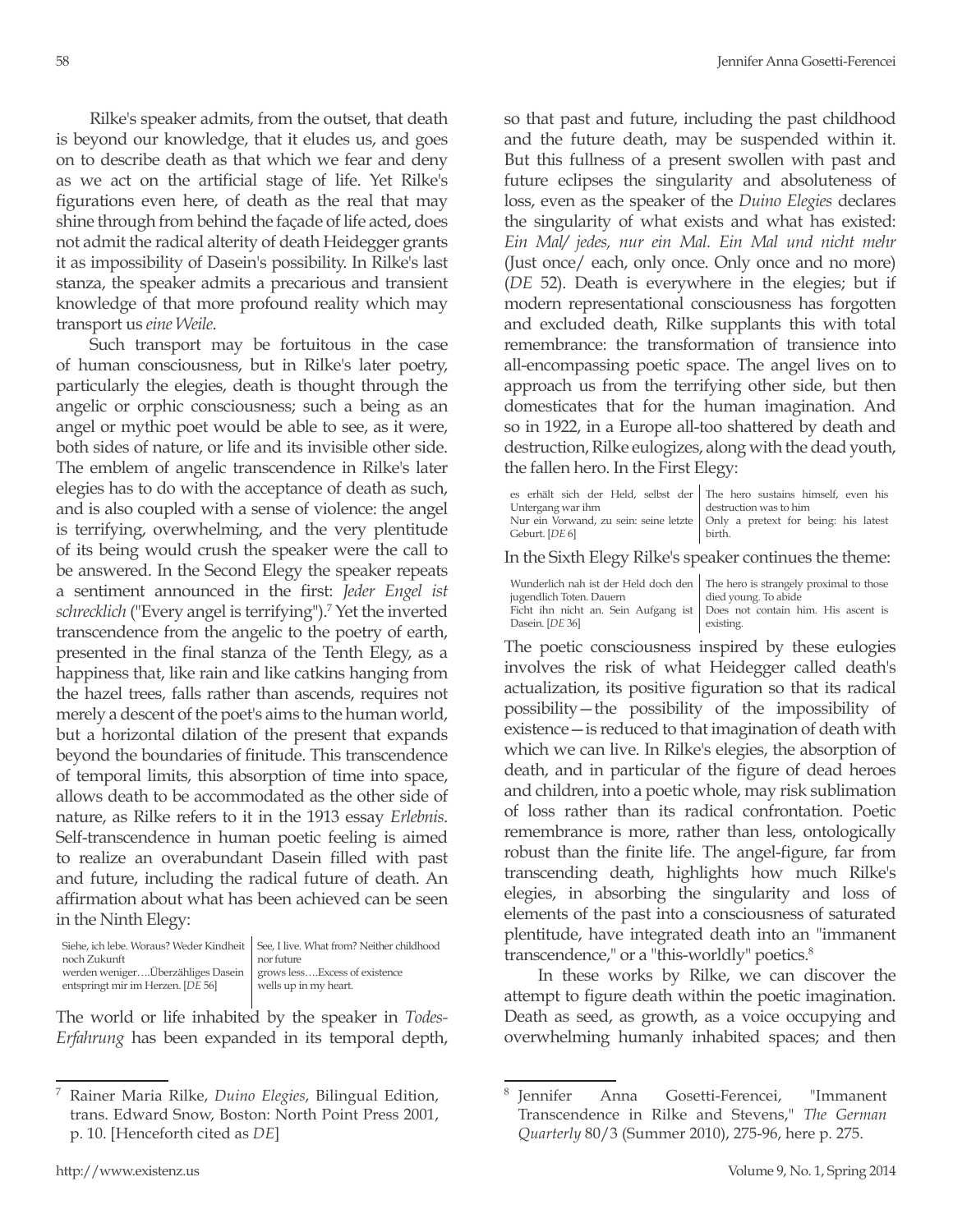Rilke's speaker admits, from the outset, that death is beyond our knowledge, that it eludes us, and goes on to describe death as that which we fear and deny as we act on the artificial stage of life. Yet Rilke's figurations even here, of death as the real that may shine through from behind the façade of life acted, does not admit the radical alterity of death Heidegger grants it as impossibility of Dasein's possibility. In Rilke's last stanza, the speaker admits a precarious and transient knowledge of that more profound reality which may transport us *eine Weile*.

Such transport may be fortuitous in the case of human consciousness, but in Rilke's later poetry, particularly the elegies, death is thought through the angelic or orphic consciousness; such a being as an angel or mythic poet would be able to see, as it were, both sides of nature, or life and its invisible other side. The emblem of angelic transcendence in Rilke's later elegies has to do with the acceptance of death as such, and is also coupled with a sense of violence: the angel is terrifying, overwhelming, and the very plentitude of its being would crush the speaker were the call to be answered. In the Second Elegy the speaker repeats a sentiment announced in the first: *Jeder Engel ist schrecklich* ("Every angel is terrifying").[7] Yet the inverted transcendence from the angelic to the poetry of earth, presented in the final stanza of the Tenth Elegy, as a happiness that, like rain and like catkins hanging from the hazel trees, falls rather than ascends, requires not merely a descent of the poet's aims to the human world, but a horizontal dilation of the present that expands beyond the boundaries of finitude. This transcendence of temporal limits, this absorption of time into space, allows death to be accommodated as the other side of nature, as Rilke refers to it in the 1913 essay *Erlebnis*. Self-transcendence in human poetic feeling is aimed to realize an overabundant Dasein filled with past and future, including the radical future of death. An affirmation about what has been achieved can be seen in the Ninth Elegy:

| | |
|---|---|
| Siehe, ich lebe. Woraus? Weder Kindheit noch Zukunft | See, I live. What from? Neither childhood nor future |
| werden weniger….Überzähliges Dasein entspringt mir im Herzen. [*DE* 56] | grows less….Excess of existence wells up in my heart. |

The world or life inhabited by the speaker in *Todes-Erfahrung* has been expanded in its temporal depth, so that past and future, including the past childhood and the future death, may be suspended within it. But this fullness of a present swollen with past and future eclipses the singularity and absoluteness of loss, even as the speaker of the *Duino Elegies* declares the singularity of what exists and what has existed: *Ein Mal/ jedes, nur ein Mal. Ein Mal und nicht mehr* (Just once/ each, only once. Only once and no more) (*DE* 52). Death is everywhere in the elegies; but if modern representational consciousness has forgotten and excluded death, Rilke supplants this with total remembrance: the transformation of transience into all-encompassing poetic space. The angel lives on to approach us from the terrifying other side, but then domesticates that for the human imagination. And so in 1922, in a Europe all-too shattered by death and destruction, Rilke eulogizes, along with the dead youth, the fallen hero. In the First Elegy:

| | |
|---|---|
| es erhält sich der Held, selbst der Untergang war ihm | The hero sustains himself, even his destruction was to him |
| Nur ein Vorwand, zu sein: seine letzte Geburt. [*DE* 6] | Only a pretext for being: his latest birth. |

In the Sixth Elegy Rilke's speaker continues the theme:

| | |
|---|---|
| Wunderlich nah ist der Held doch den jugendlich Toten. Dauern | The hero is strangely proximal to those died young. To abide |
| Ficht ihn nicht an. Sein Aufgang ist Dasein. [*DE* 36] | Does not contain him. His ascent is existing. |

The poetic consciousness inspired by these eulogies involves the risk of what Heidegger called death's actualization, its positive figuration so that its radical possibility—the possibility of the impossibility of existence—is reduced to that imagination of death with which we can live. In Rilke's elegies, the absorption of death, and in particular of the figure of dead heroes and children, into a poetic whole, may risk sublimation of loss rather than its radical confrontation. Poetic remembrance is more, rather than less, ontologically robust than the finite life. The angel-figure, far from transcending death, highlights how much Rilke's elegies, in absorbing the singularity and loss of elements of the past into a consciousness of saturated plentitude, have integrated death into an "immanent transcendence," or a "this-worldly" poetics.[8]

In these works by Rilke, we can discover the attempt to figure death within the poetic imagination. Death as seed, as growth, as a voice occupying and overwhelming humanly inhabited spaces; and then

---

[7] Rainer Maria Rilke, *Duino Elegies*, Bilingual Edition, trans. Edward Snow, Boston: North Point Press 2001, p. 10. [Henceforth cited as *DE*]

[8] Jennifer Anna Gosetti-Ferencei, "Immanent Transcendence in Rilke and Stevens," *The German Quarterly* 80/3 (Summer 2010), 275-96, here p. 275.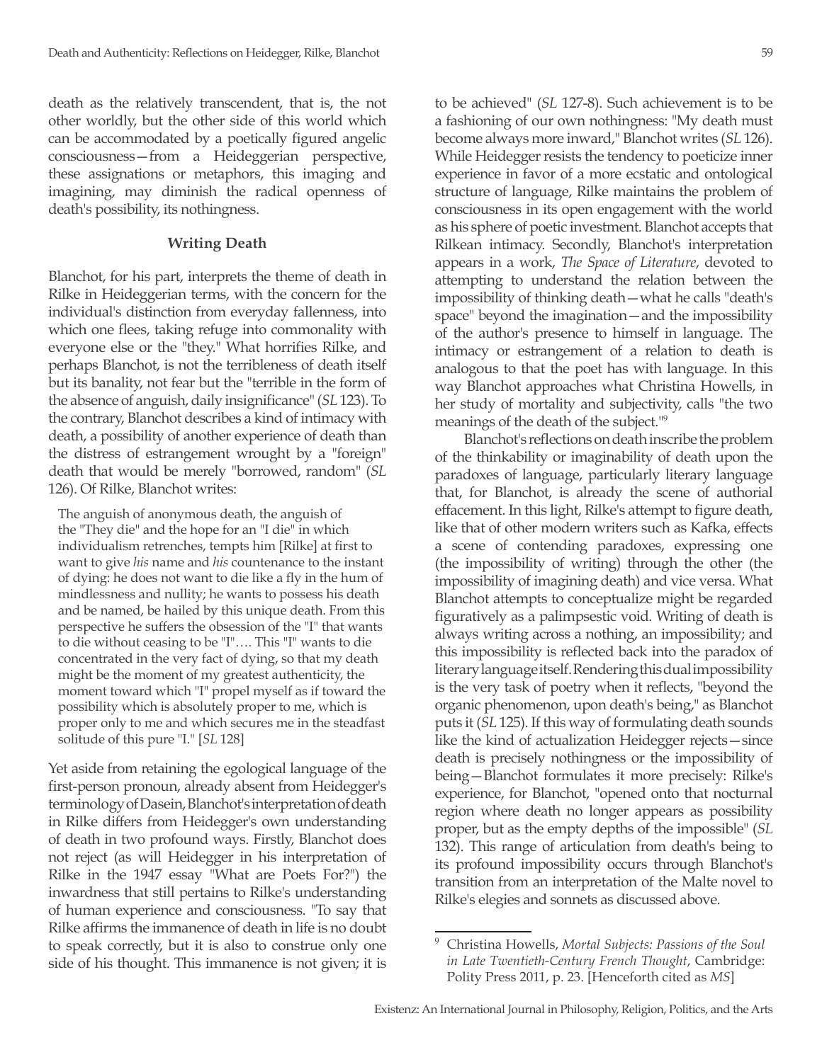death as the relatively transcendent, that is, the not other worldly, but the other side of this world which can be accommodated by a poetically figured angelic consciousness—from a Heideggerian perspective, these assignations or metaphors, this imaging and imagining, may diminish the radical openness of death's possibility, its nothingness.

### Writing Death

Blanchot, for his part, interprets the theme of death in Rilke in Heideggerian terms, with the concern for the individual's distinction from everyday fallenness, into which one flees, taking refuge into commonality with everyone else or the "they." What horrifies Rilke, and perhaps Blanchot, is not the terribleness of death itself but its banality, not fear but the "terrible in the form of the absence of anguish, daily insignificance" (*SL* 123). To the contrary, Blanchot describes a kind of intimacy with death, a possibility of another experience of death than the distress of estrangement wrought by a "foreign" death that would be merely "borrowed, random" (*SL* 126). Of Rilke, Blanchot writes:

> The anguish of anonymous death, the anguish of the "They die" and the hope for an "I die" in which individualism retrenches, tempts him [Rilke] at first to want to give *his* name and *his* countenance to the instant of dying: he does not want to die like a fly in the hum of mindlessness and nullity; he wants to possess his death and be named, be hailed by this unique death. From this perspective he suffers the obsession of the "I" that wants to die without ceasing to be "I"…. This "I" wants to die concentrated in the very fact of dying, so that my death might be the moment of my greatest authenticity, the moment toward which "I" propel myself as if toward the possibility which is absolutely proper to me, which is proper only to me and which secures me in the steadfast solitude of this pure "I." [*SL* 128]

Yet aside from retaining the egological language of the first-person pronoun, already absent from Heidegger's terminology of Dasein, Blanchot's interpretation of death in Rilke differs from Heidegger's own understanding of death in two profound ways. Firstly, Blanchot does not reject (as will Heidegger in his interpretation of Rilke in the 1947 essay "What are Poets For?") the inwardness that still pertains to Rilke's understanding of human experience and consciousness. "To say that Rilke affirms the immanence of death in life is no doubt to speak correctly, but it is also to construe only one side of his thought. This immanence is not given; it is to be achieved" (*SL* 127-8). Such achievement is to be a fashioning of our own nothingness: "My death must become always more inward," Blanchot writes (*SL* 126). While Heidegger resists the tendency to poeticize inner experience in favor of a more ecstatic and ontological structure of language, Rilke maintains the problem of consciousness in its open engagement with the world as his sphere of poetic investment. Blanchot accepts that Rilkean intimacy. Secondly, Blanchot's interpretation appears in a work, *The Space of Literature*, devoted to attempting to understand the relation between the impossibility of thinking death—what he calls "death's space" beyond the imagination—and the impossibility of the author's presence to himself in language. The intimacy or estrangement of a relation to death is analogous to that the poet has with language. In this way Blanchot approaches what Christina Howells, in her study of mortality and subjectivity, calls "the two meanings of the death of the subject."[9]

Blanchot's reflections on death inscribe the problem of the thinkability or imaginability of death upon the paradoxes of language, particularly literary language that, for Blanchot, is already the scene of authorial effacement. In this light, Rilke's attempt to figure death, like that of other modern writers such as Kafka, effects a scene of contending paradoxes, expressing one (the impossibility of writing) through the other (the impossibility of imagining death) and vice versa. What Blanchot attempts to conceptualize might be regarded figuratively as a palimpsestic void. Writing of death is always writing across a nothing, an impossibility; and this impossibility is reflected back into the paradox of literary language itself. Rendering this dual impossibility is the very task of poetry when it reflects, "beyond the organic phenomenon, upon death's being," as Blanchot puts it (*SL* 125). If this way of formulating death sounds like the kind of actualization Heidegger rejects—since death is precisely nothingness or the impossibility of being—Blanchot formulates it more precisely: Rilke's experience, for Blanchot, "opened onto that nocturnal region where death no longer appears as possibility proper, but as the empty depths of the impossible" (*SL* 132). This range of articulation from death's being to its profound impossibility occurs through Blanchot's transition from an interpretation of the Malte novel to Rilke's elegies and sonnets as discussed above.

---

[9] Christina Howells, *Mortal Subjects: Passions of the Soul in Late Twentieth-Century French Thought*, Cambridge: Polity Press 2011, p. 23. [Henceforth cited as *MS*]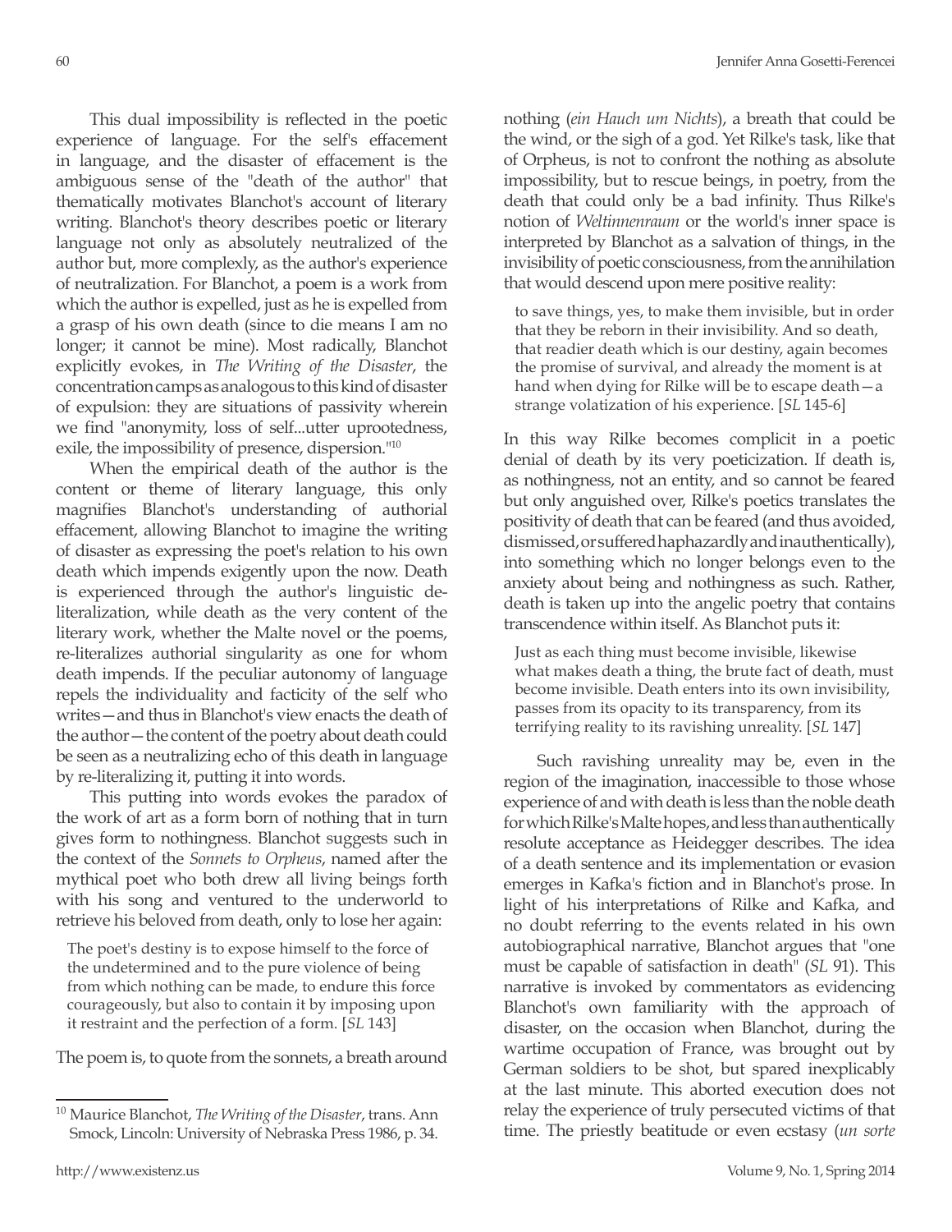This dual impossibility is reflected in the poetic experience of language. For the self's effacement in language, and the disaster of effacement is the ambiguous sense of the "death of the author" that thematically motivates Blanchot's account of literary writing. Blanchot's theory describes poetic or literary language not only as absolutely neutralized of the author but, more complexly, as the author's experience of neutralization. For Blanchot, a poem is a work from which the author is expelled, just as he is expelled from a grasp of his own death (since to die means I am no longer; it cannot be mine). Most radically, Blanchot explicitly evokes, in *The Writing of the Disaster*, the concentration camps as analogous to this kind of disaster of expulsion: they are situations of passivity wherein we find "anonymity, loss of self...utter uprootedness, exile, the impossibility of presence, dispersion."[10]

When the empirical death of the author is the content or theme of literary language, this only magnifies Blanchot's understanding of authorial effacement, allowing Blanchot to imagine the writing of disaster as expressing the poet's relation to his own death which impends exigently upon the now. Death is experienced through the author's linguistic de-literalization, while death as the very content of the literary work, whether the Malte novel or the poems, re-literalizes authorial singularity as one for whom death impends. If the peculiar autonomy of language repels the individuality and facticity of the self who writes—and thus in Blanchot's view enacts the death of the author—the content of the poetry about death could be seen as a neutralizing echo of this death in language by re-literalizing it, putting it into words.

This putting into words evokes the paradox of the work of art as a form born of nothing that in turn gives form to nothingness. Blanchot suggests such in the context of the *Sonnets to Orpheus*, named after the mythical poet who both drew all living beings forth with his song and ventured to the underworld to retrieve his beloved from death, only to lose her again:

> The poet's destiny is to expose himself to the force of the undetermined and to the pure violence of being from which nothing can be made, to endure this force courageously, but also to contain it by imposing upon it restraint and the perfection of a form. [*SL* 143]

The poem is, to quote from the sonnets, a breath around nothing (*ein Hauch um Nichts*), a breath that could be the wind, or the sigh of a god. Yet Rilke's task, like that of Orpheus, is not to confront the nothing as absolute impossibility, but to rescue beings, in poetry, from the death that could only be a bad infinity. Thus Rilke's notion of *Weltinnenraum* or the world's inner space is interpreted by Blanchot as a salvation of things, in the invisibility of poetic consciousness, from the annihilation that would descend upon mere positive reality:

> to save things, yes, to make them invisible, but in order that they be reborn in their invisibility. And so death, that readier death which is our destiny, again becomes the promise of survival, and already the moment is at hand when dying for Rilke will be to escape death—a strange volatization of his experience. [*SL* 145-6]

In this way Rilke becomes complicit in a poetic denial of death by its very poeticization. If death is, as nothingness, not an entity, and so cannot be feared but only anguished over, Rilke's poetics translates the positivity of death that can be feared (and thus avoided, dismissed, or suffered haphazardly and inauthentically), into something which no longer belongs even to the anxiety about being and nothingness as such. Rather, death is taken up into the angelic poetry that contains transcendence within itself. As Blanchot puts it:

> Just as each thing must become invisible, likewise what makes death a thing, the brute fact of death, must become invisible. Death enters into its own invisibility, passes from its opacity to its transparency, from its terrifying reality to its ravishing unreality. [*SL* 147]

Such ravishing unreality may be, even in the region of the imagination, inaccessible to those whose experience of and with death is less than the noble death for which Rilke's Malte hopes, and less than authentically resolute acceptance as Heidegger describes. The idea of a death sentence and its implementation or evasion emerges in Kafka's fiction and in Blanchot's prose. In light of his interpretations of Rilke and Kafka, and no doubt referring to the events related in his own autobiographical narrative, Blanchot argues that "one must be capable of satisfaction in death" (*SL* 91). This narrative is invoked by commentators as evidencing Blanchot's own familiarity with the approach of disaster, on the occasion when Blanchot, during the wartime occupation of France, was brought out by German soldiers to be shot, but spared inexplicably at the last minute. This aborted execution does not relay the experience of truly persecuted victims of that time. The priestly beatitude or even ecstasy (*un sorte*

[10] Maurice Blanchot, *The Writing of the Disaster*, trans. Ann Smock, Lincoln: University of Nebraska Press 1986, p. 34.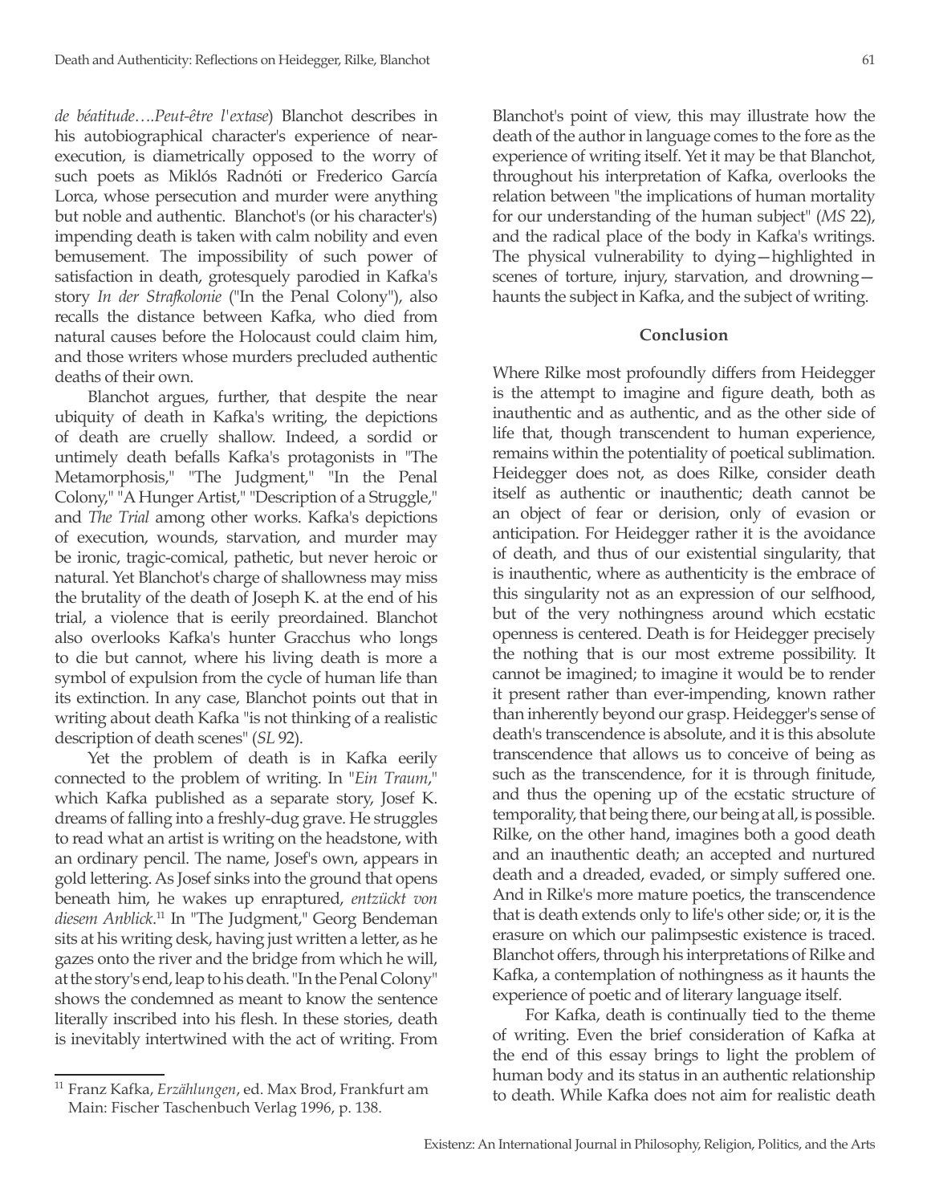*de béatitude….Peut-être l'extase*) Blanchot describes in his autobiographical character's experience of near-execution, is diametrically opposed to the worry of such poets as Miklós Radnóti or Frederico García Lorca, whose persecution and murder were anything but noble and authentic. Blanchot's (or his character's) impending death is taken with calm nobility and even bemusement. The impossibility of such power of satisfaction in death, grotesquely parodied in Kafka's story *In der Strafkolonie* ("In the Penal Colony"), also recalls the distance between Kafka, who died from natural causes before the Holocaust could claim him, and those writers whose murders precluded authentic deaths of their own.

Blanchot argues, further, that despite the near ubiquity of death in Kafka's writing, the depictions of death are cruelly shallow. Indeed, a sordid or untimely death befalls Kafka's protagonists in "The Metamorphosis," "The Judgment," "In the Penal Colony," "A Hunger Artist," "Description of a Struggle," and *The Trial* among other works. Kafka's depictions of execution, wounds, starvation, and murder may be ironic, tragic-comical, pathetic, but never heroic or natural. Yet Blanchot's charge of shallowness may miss the brutality of the death of Joseph K. at the end of his trial, a violence that is eerily preordained. Blanchot also overlooks Kafka's hunter Gracchus who longs to die but cannot, where his living death is more a symbol of expulsion from the cycle of human life than its extinction. In any case, Blanchot points out that in writing about death Kafka "is not thinking of a realistic description of death scenes" (*SL* 92).

Yet the problem of death is in Kafka eerily connected to the problem of writing. In "*Ein Traum*," which Kafka published as a separate story, Josef K. dreams of falling into a freshly-dug grave. He struggles to read what an artist is writing on the headstone, with an ordinary pencil. The name, Josef's own, appears in gold lettering. As Josef sinks into the ground that opens beneath him, he wakes up enraptured, *entzückt von diesem Anblick*.[11] In "The Judgment," Georg Bendeman sits at his writing desk, having just written a letter, as he gazes onto the river and the bridge from which he will, at the story's end, leap to his death. "In the Penal Colony" shows the condemned as meant to know the sentence literally inscribed into his flesh. In these stories, death is inevitably intertwined with the act of writing. From Blanchot's point of view, this may illustrate how the death of the author in language comes to the fore as the experience of writing itself. Yet it may be that Blanchot, throughout his interpretation of Kafka, overlooks the relation between "the implications of human mortality for our understanding of the human subject" (*MS* 22), and the radical place of the body in Kafka's writings. The physical vulnerability to dying—highlighted in scenes of torture, injury, starvation, and drowning—haunts the subject in Kafka, and the subject of writing.

## Conclusion

Where Rilke most profoundly differs from Heidegger is the attempt to imagine and figure death, both as inauthentic and as authentic, and as the other side of life that, though transcendent to human experience, remains within the potentiality of poetical sublimation. Heidegger does not, as does Rilke, consider death itself as authentic or inauthentic; death cannot be an object of fear or derision, only of evasion or anticipation. For Heidegger rather it is the avoidance of death, and thus of our existential singularity, that is inauthentic, where as authenticity is the embrace of this singularity not as an expression of our selfhood, but of the very nothingness around which ecstatic openness is centered. Death is for Heidegger precisely the nothing that is our most extreme possibility. It cannot be imagined; to imagine it would be to render it present rather than ever-impending, known rather than inherently beyond our grasp. Heidegger's sense of death's transcendence is absolute, and it is this absolute transcendence that allows us to conceive of being as such as the transcendence, for it is through finitude, and thus the opening up of the ecstatic structure of temporality, that being there, our being at all, is possible. Rilke, on the other hand, imagines both a good death and an inauthentic death; an accepted and nurtured death and a dreaded, evaded, or simply suffered one. And in Rilke's more mature poetics, the transcendence that is death extends only to life's other side; or, it is the erasure on which our palimpsestic existence is traced. Blanchot offers, through his interpretations of Rilke and Kafka, a contemplation of nothingness as it haunts the experience of poetic and of literary language itself.

For Kafka, death is continually tied to the theme of writing. Even the brief consideration of Kafka at the end of this essay brings to light the problem of human body and its status in an authentic relationship to death. While Kafka does not aim for realistic death

---

[11] Franz Kafka, *Erzählungen*, ed. Max Brod, Frankfurt am Main: Fischer Taschenbuch Verlag 1996, p. 138.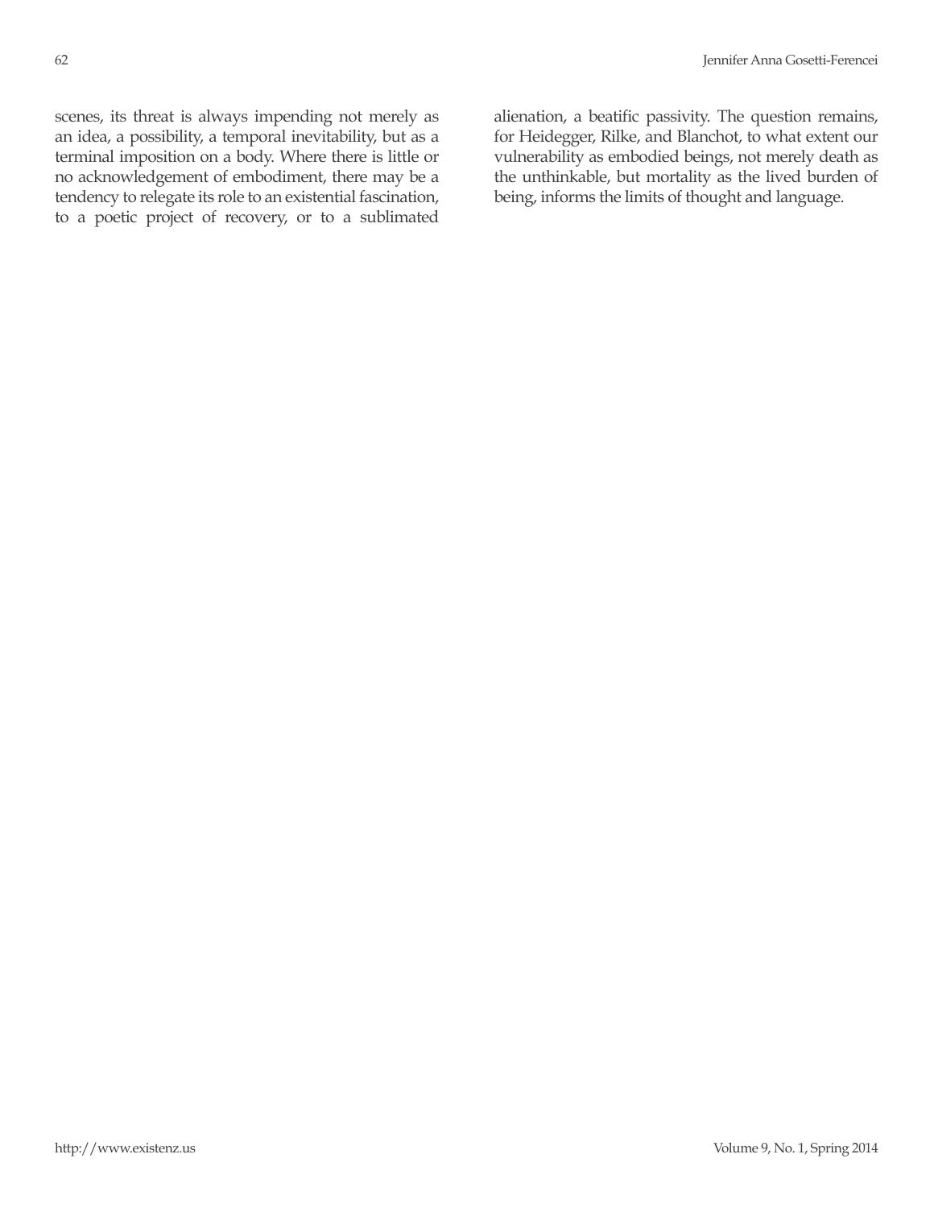scenes, its threat is always impending not merely as an idea, a possibility, a temporal inevitability, but as a terminal imposition on a body. Where there is little or no acknowledgement of embodiment, there may be a tendency to relegate its role to an existential fascination, to a poetic project of recovery, or to a sublimated alienation, a beatific passivity. The question remains, for Heidegger, Rilke, and Blanchot, to what extent our vulnerability as embodied beings, not merely death as the unthinkable, but mortality as the lived burden of being, informs the limits of thought and language.